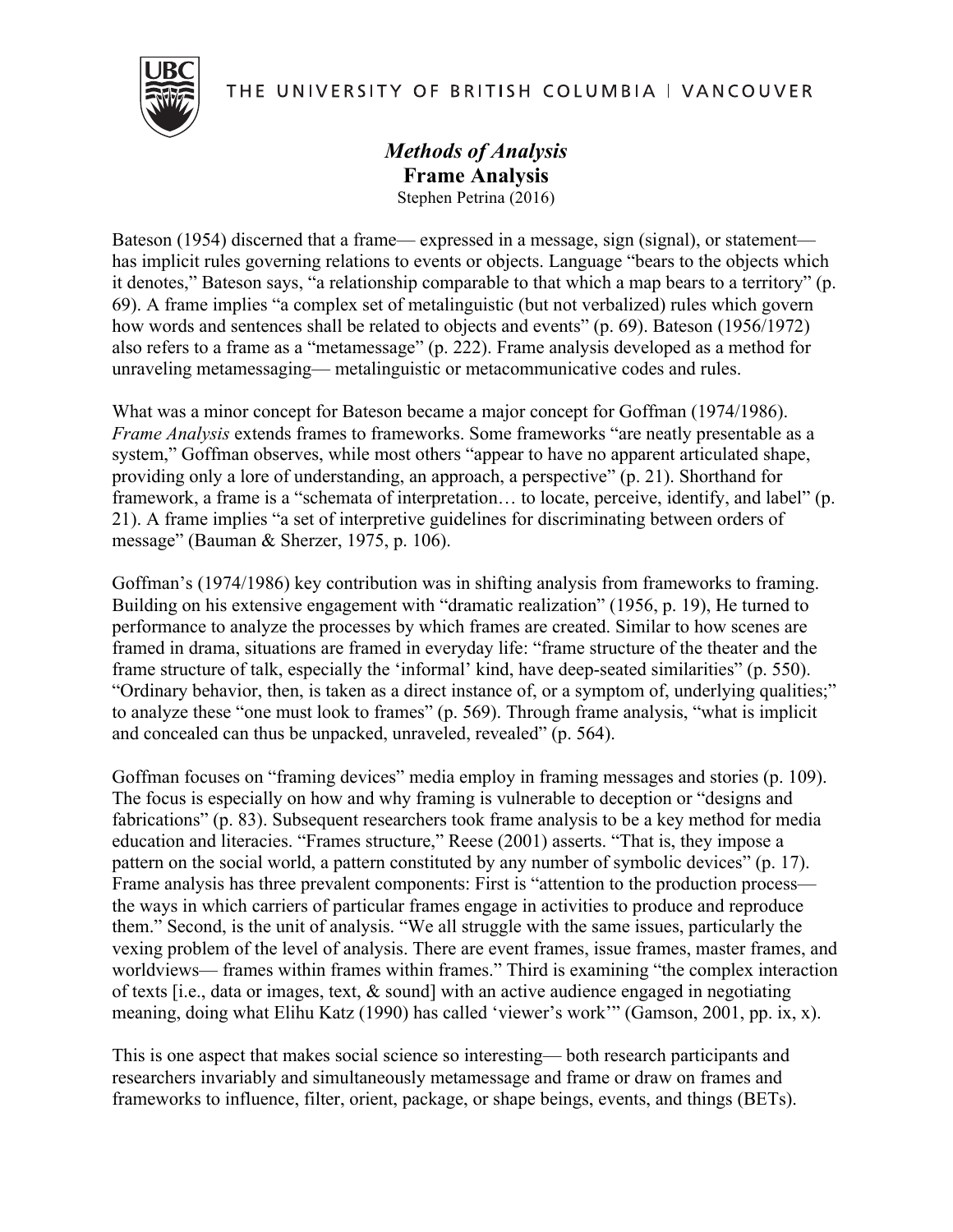THE UNIVERSITY OF BRITISH COLUMBIA | VANCOUVER

# *Methods of Analysis*
## Frame Analysis

Stephen Petrina (2016)

Bateson (1954) discerned that a frame— expressed in a message, sign (signal), or statement— has implicit rules governing relations to events or objects. Language "bears to the objects which it denotes," Bateson says, "a relationship comparable to that which a map bears to a territory" (p. 69). A frame implies "a complex set of metalinguistic (but not verbalized) rules which govern how words and sentences shall be related to objects and events" (p. 69). Bateson (1956/1972) also refers to a frame as a "metamessage" (p. 222). Frame analysis developed as a method for unraveling metamessaging— metaliguistic or metacommunicative codes and rules.

What was a minor concept for Bateson became a major concept for Goffman (1974/1986). *Frame Analysis* extends frames to frameworks. Some frameworks "are neatly presentable as a system," Goffman observes, while most others "appear to have no apparent articulated shape, providing only a lore of understanding, an approach, a perspective" (p. 21). Shorthand for framework, a frame is a "schemata of interpretation… to locate, perceive, identify, and label" (p. 21). A frame implies "a set of interpretive guidelines for discriminating between orders of message" (Bauman & Sherzer, 1975, p. 106).

Goffman's (1974/1986) key contribution was in shifting analysis from frameworks to framing. Building on his extensive engagement with "dramatic realization" (1956, p. 19), He turned to performance to analyze the processes by which frames are created. Similar to how scenes are framed in drama, situations are framed in everyday life: "frame structure of the theater and the frame structure of talk, especially the 'informal' kind, have deep-seated similarities" (p. 550). "Ordinary behavior, then, is taken as a direct instance of, or a symptom of, underlying qualities;" to analyze these "one must look to frames" (p. 569). Through frame analysis, "what is implicit and concealed can thus be unpacked, unraveled, revealed" (p. 564).

Goffman focuses on "framing devices" media employ in framing messages and stories (p. 109). The focus is especially on how and why framing is vulnerable to deception or "designs and fabrications" (p. 83). Subsequent researchers took frame analysis to be a key method for media education and literacies. "Frames structure," Reese (2001) asserts. "That is, they impose a pattern on the social world, a pattern constituted by any number of symbolic devices" (p. 17). Frame analysis has three prevalent components: First is "attention to the production process— the ways in which carriers of particular frames engage in activities to produce and reproduce them." Second, is the unit of analysis. "We all struggle with the same issues, particularly the vexing problem of the level of analysis. There are event frames, issue frames, master frames, and worldviews— frames within frames within frames." Third is examining "the complex interaction of texts [i.e., data or images, text, & sound] with an active audience engaged in negotiating meaning, doing what Elihu Katz (1990) has called 'viewer's work'" (Gamson, 2001, pp. ix, x).

This is one aspect that makes social science so interesting— both research participants and researchers invariably and simultaneously metamessage and frame or draw on frames and frameworks to influence, filter, orient, package, or shape beings, events, and things (BETs).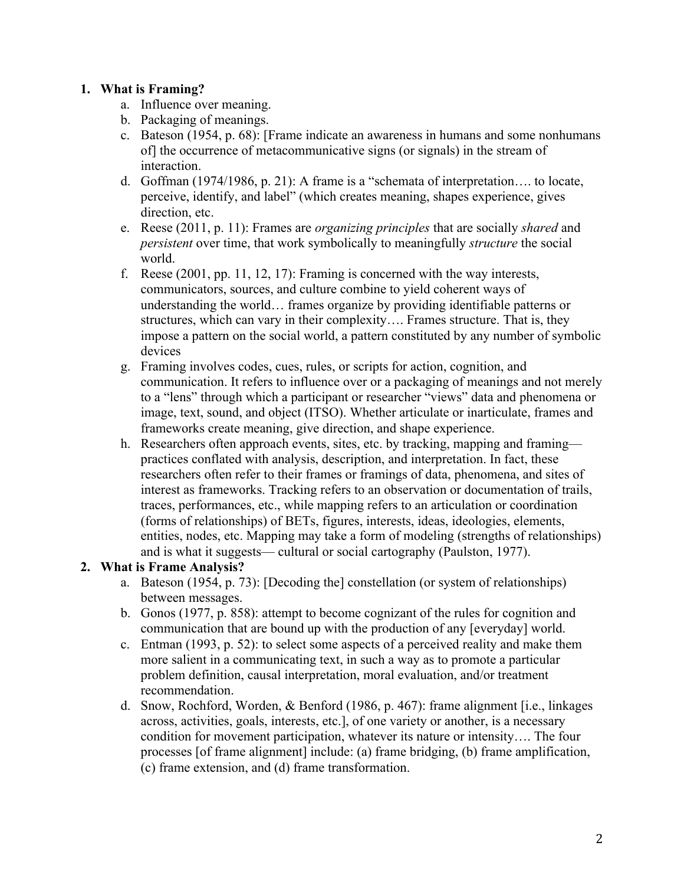1. **What is Framing?**
    a. Influence over meaning.
    b. Packaging of meanings.
    c. Bateson (1954, p. 68): [Frame indicate an awareness in humans and some nonhumans of] the occurrence of metacommunicative signs (or signals) in the stream of interaction.
    d. Goffman (1974/1986, p. 21): A frame is a "schemata of interpretation…. to locate, perceive, identify, and label" (which creates meaning, shapes experience, gives direction, etc.
    e. Reese (2011, p. 11): Frames are *organizing principles* that are socially *shared* and *persistent* over time, that work symbolically to meaningfully *structure* the social world.
    f. Reese (2001, pp. 11, 12, 17): Framing is concerned with the way interests, communicators, sources, and culture combine to yield coherent ways of understanding the world… frames organize by providing identifiable patterns or structures, which can vary in their complexity…. Frames structure. That is, they impose a pattern on the social world, a pattern constituted by any number of symbolic devices
    g. Framing involves codes, cues, rules, or scripts for action, cognition, and communication. It refers to influence over or a packaging of meanings and not merely to a "lens" through which a participant or researcher "views" data and phenomena or image, text, sound, and object (ITSO). Whether articulate or inarticulate, frames and frameworks create meaning, give direction, and shape experience.
    h. Researchers often approach events, sites, etc. by tracking, mapping and framing—practices conflated with analysis, description, and interpretation. In fact, these researchers often refer to their frames or framings of data, phenomena, and sites of interest as frameworks. Tracking refers to an observation or documentation of trails, traces, performances, etc., while mapping refers to an articulation or coordination (forms of relationships) of BETs, figures, interests, ideas, ideologies, elements, entities, nodes, etc. Mapping may take a form of modeling (strengths of relationships) and is what it suggests— cultural or social cartography (Paulston, 1977).
2. **What is Frame Analysis?**
    a. Bateson (1954, p. 73): [Decoding the] constellation (or system of relationships) between messages.
    b. Gonos (1977, p. 858): attempt to become cognizant of the rules for cognition and communication that are bound up with the production of any [everyday] world.
    c. Entman (1993, p. 52): to select some aspects of a perceived reality and make them more salient in a communicating text, in such a way as to promote a particular problem definition, causal interpretation, moral evaluation, and/or treatment recommendation.
    d. Snow, Rochford, Worden, & Benford (1986, p. 467): frame alignment [i.e., linkages across, activities, goals, interests, etc.], of one variety or another, is a necessary condition for movement participation, whatever its nature or intensity…. The four processes [of frame alignment] include: (a) frame bridging, (b) frame amplification, (c) frame extension, and (d) frame transformation.